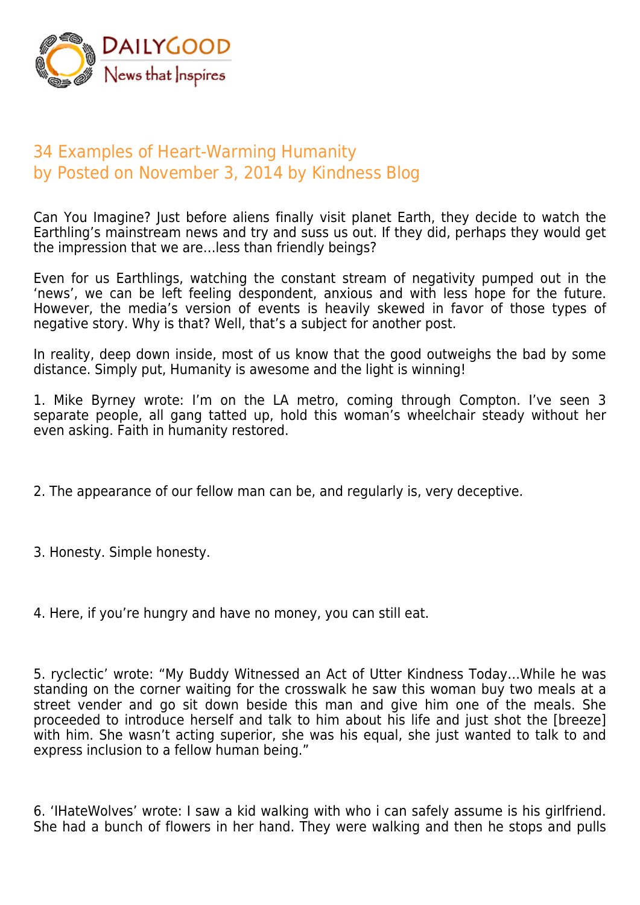DAILYGOOD
News that Inspires

# 34 Examples of Heart-Warming Humanity
by Posted on November 3, 2014 by Kindness Blog

Can You Imagine? Just before aliens finally visit planet Earth, they decide to watch the Earthling's mainstream news and try and suss us out. If they did, perhaps they would get the impression that we are…less than friendly beings?

Even for us Earthlings, watching the constant stream of negativity pumped out in the 'news', we can be left feeling despondent, anxious and with less hope for the future. However, the media's version of events is heavily skewed in favor of those types of negative story. Why is that? Well, that's a subject for another post.

In reality, deep down inside, most of us know that the good outweighs the bad by some distance. Simply put, Humanity is awesome and the light is winning!

1. Mike Byrney wrote: I'm on the LA metro, coming through Compton. I've seen 3 separate people, all gang tatted up, hold this woman's wheelchair steady without her even asking. Faith in humanity restored.

2. The appearance of our fellow man can be, and regularly is, very deceptive.

3. Honesty. Simple honesty.

4. Here, if you're hungry and have no money, you can still eat.

5. ryclectic' wrote: "My Buddy Witnessed an Act of Utter Kindness Today…While he was standing on the corner waiting for the crosswalk he saw this woman buy two meals at a street vender and go sit down beside this man and give him one of the meals. She proceeded to introduce herself and talk to him about his life and just shot the [breeze] with him. She wasn't acting superior, she was his equal, she just wanted to talk to and express inclusion to a fellow human being."

6. 'IHateWolves' wrote: I saw a kid walking with who i can safely assume is his girlfriend. She had a bunch of flowers in her hand. They were walking and then he stops and pulls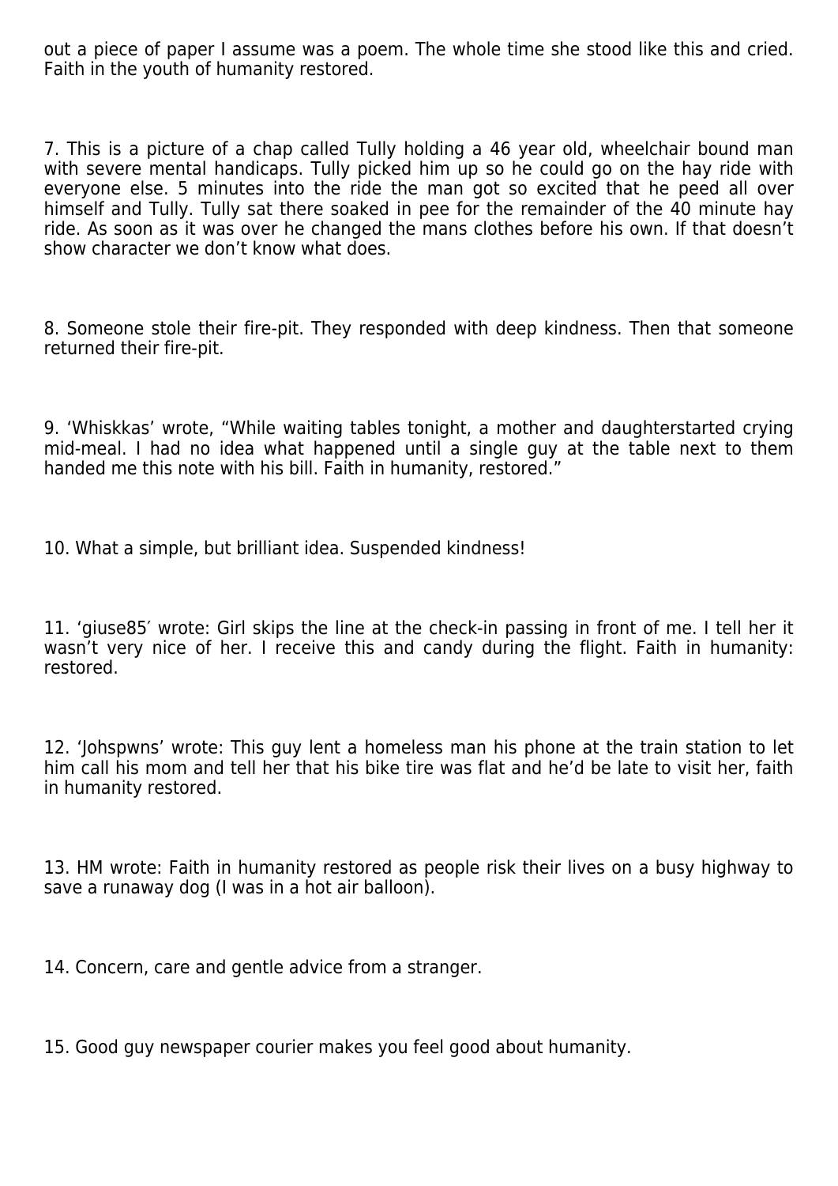out a piece of paper I assume was a poem. The whole time she stood like this and cried. Faith in the youth of humanity restored.

7. This is a picture of a chap called Tully holding a 46 year old, wheelchair bound man with severe mental handicaps. Tully picked him up so he could go on the hay ride with everyone else. 5 minutes into the ride the man got so excited that he peed all over himself and Tully. Tully sat there soaked in pee for the remainder of the 40 minute hay ride. As soon as it was over he changed the mans clothes before his own. If that doesn't show character we don't know what does.

8. Someone stole their fire-pit. They responded with deep kindness. Then that someone returned their fire-pit.

9. 'Whiskkas' wrote, "While waiting tables tonight, a mother and daughterstarted crying mid-meal. I had no idea what happened until a single guy at the table next to them handed me this note with his bill. Faith in humanity, restored."

10. What a simple, but brilliant idea. Suspended kindness!

11. 'giuse85′ wrote: Girl skips the line at the check-in passing in front of me. I tell her it wasn't very nice of her. I receive this and candy during the flight. Faith in humanity: restored.

12. 'Johspwns' wrote: This guy lent a homeless man his phone at the train station to let him call his mom and tell her that his bike tire was flat and he'd be late to visit her, faith in humanity restored.

13. HM wrote: Faith in humanity restored as people risk their lives on a busy highway to save a runaway dog (I was in a hot air balloon).

14. Concern, care and gentle advice from a stranger.

15. Good guy newspaper courier makes you feel good about humanity.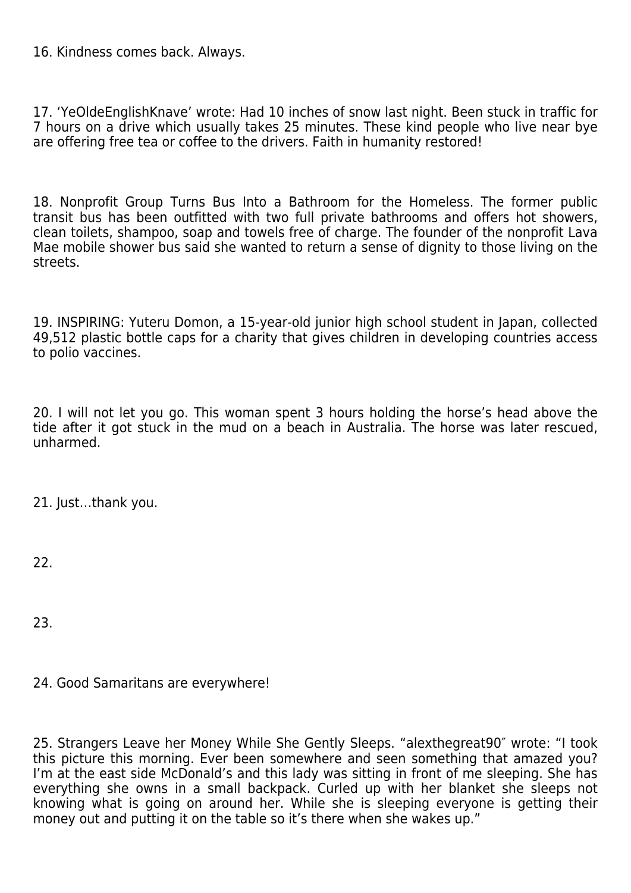16. Kindness comes back. Always.

17. 'YeOldeEnglishKnave' wrote: Had 10 inches of snow last night. Been stuck in traffic for 7 hours on a drive which usually takes 25 minutes. These kind people who live near bye are offering free tea or coffee to the drivers. Faith in humanity restored!

18. Nonprofit Group Turns Bus Into a Bathroom for the Homeless. The former public transit bus has been outfitted with two full private bathrooms and offers hot showers, clean toilets, shampoo, soap and towels free of charge. The founder of the nonprofit Lava Mae mobile shower bus said she wanted to return a sense of dignity to those living on the streets.

19. INSPIRING: Yuteru Domon, a 15-year-old junior high school student in Japan, collected 49,512 plastic bottle caps for a charity that gives children in developing countries access to polio vaccines.

20. I will not let you go. This woman spent 3 hours holding the horse's head above the tide after it got stuck in the mud on a beach in Australia. The horse was later rescued, unharmed.

21. Just…thank you.

22.

23.

24. Good Samaritans are everywhere!

25. Strangers Leave her Money While She Gently Sleeps. "alexthegreat90″ wrote: "I took this picture this morning. Ever been somewhere and seen something that amazed you? I'm at the east side McDonald's and this lady was sitting in front of me sleeping. She has everything she owns in a small backpack. Curled up with her blanket she sleeps not knowing what is going on around her. While she is sleeping everyone is getting their money out and putting it on the table so it's there when she wakes up."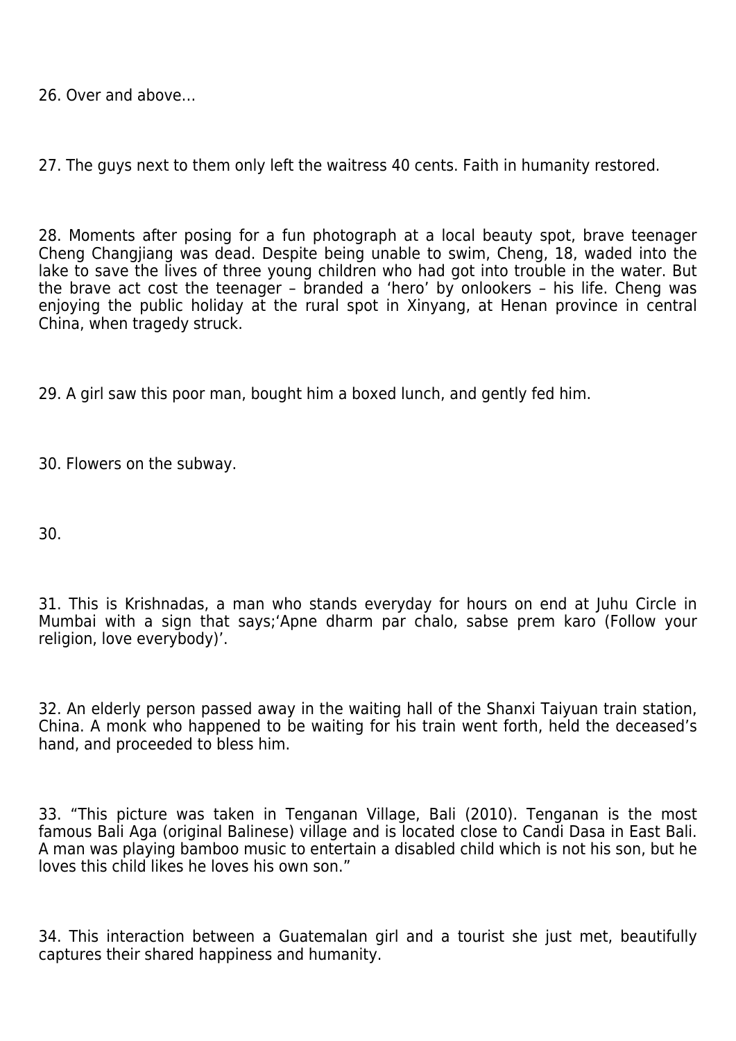26. Over and above…

27. The guys next to them only left the waitress 40 cents. Faith in humanity restored.

28. Moments after posing for a fun photograph at a local beauty spot, brave teenager Cheng Changjiang was dead. Despite being unable to swim, Cheng, 18, waded into the lake to save the lives of three young children who had got into trouble in the water. But the brave act cost the teenager – branded a ‘hero’ by onlookers – his life. Cheng was enjoying the public holiday at the rural spot in Xinyang, at Henan province in central China, when tragedy struck.

29. A girl saw this poor man, bought him a boxed lunch, and gently fed him.

30. Flowers on the subway.

30.

31. This is Krishnadas, a man who stands everyday for hours on end at Juhu Circle in Mumbai with a sign that says;‘Apne dharm par chalo, sabse prem karo (Follow your religion, love everybody)’.

32. An elderly person passed away in the waiting hall of the Shanxi Taiyuan train station, China. A monk who happened to be waiting for his train went forth, held the deceased’s hand, and proceeded to bless him.

33. “This picture was taken in Tenganan Village, Bali (2010). Tenganan is the most famous Bali Aga (original Balinese) village and is located close to Candi Dasa in East Bali. A man was playing bamboo music to entertain a disabled child which is not his son, but he loves this child likes he loves his own son.”

34. This interaction between a Guatemalan girl and a tourist she just met, beautifully captures their shared happiness and humanity.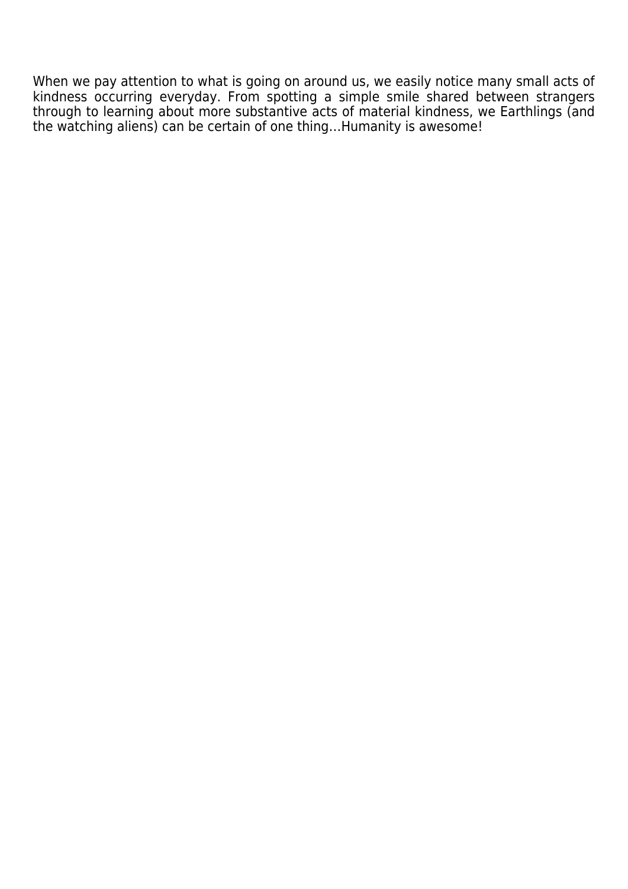When we pay attention to what is going on around us, we easily notice many small acts of kindness occurring everyday. From spotting a simple smile shared between strangers through to learning about more substantive acts of material kindness, we Earthlings (and the watching aliens) can be certain of one thing…Humanity is awesome!